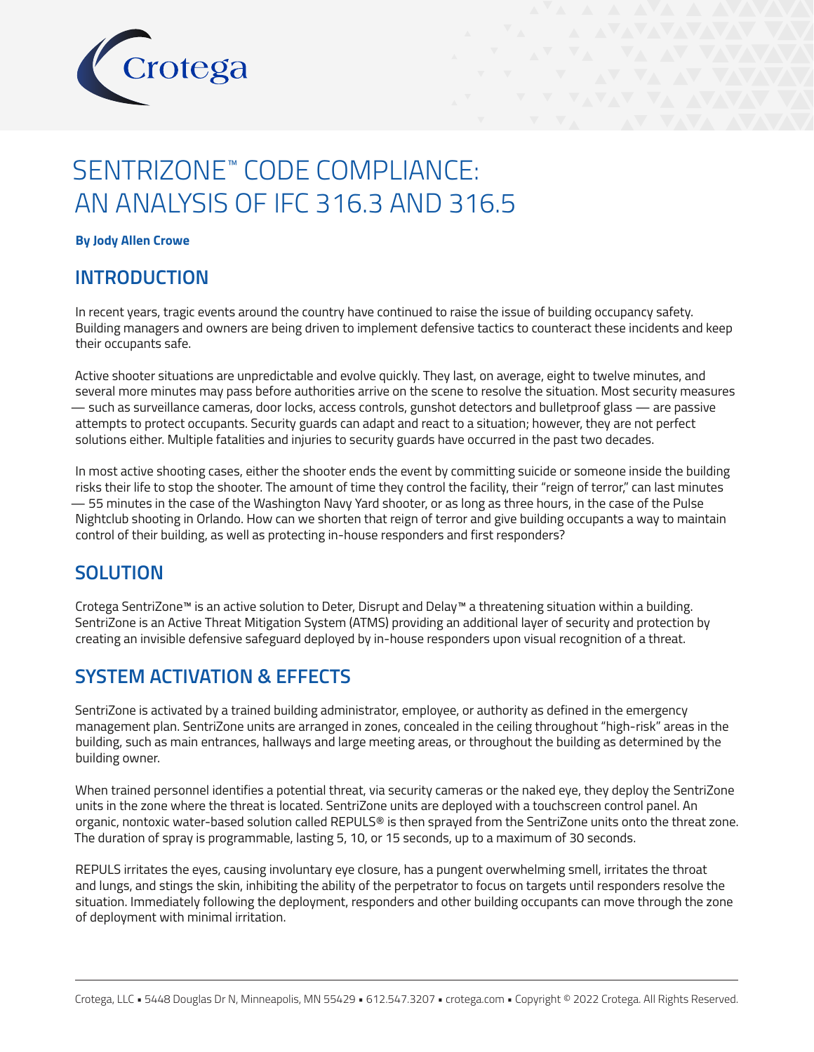# SENTRIZONE™ CODE COMPLIANCE: AN ANALYSIS OF IFC 316.3 AND 316.5

**By Jody Allen Crowe**

## INTRODUCTION

In recent years, tragic events around the country have continued to raise the issue of building occupancy safety. Building managers and owners are being driven to implement defensive tactics to counteract these incidents and keep their occupants safe.

Active shooter situations are unpredictable and evolve quickly. They last, on average, eight to twelve minutes, and several more minutes may pass before authorities arrive on the scene to resolve the situation. Most security measures — such as surveillance cameras, door locks, access controls, gunshot detectors and bulletproof glass — are passive attempts to protect occupants. Security guards can adapt and react to a situation; however, they are not perfect solutions either. Multiple fatalities and injuries to security guards have occurred in the past two decades.

In most active shooting cases, either the shooter ends the event by committing suicide or someone inside the building risks their life to stop the shooter. The amount of time they control the facility, their "reign of terror," can last minutes — 55 minutes in the case of the Washington Navy Yard shooter, or as long as three hours, in the case of the Pulse Nightclub shooting in Orlando. How can we shorten that reign of terror and give building occupants a way to maintain control of their building, as well as protecting in-house responders and first responders?

## SOLUTION

Crotega SentriZone™ is an active solution to Deter, Disrupt and Delay™ a threatening situation within a building. SentriZone is an Active Threat Mitigation System (ATMS) providing an additional layer of security and protection by creating an invisible defensive safeguard deployed by in-house responders upon visual recognition of a threat.

## SYSTEM ACTIVATION & EFFECTS

SentriZone is activated by a trained building administrator, employee, or authority as defined in the emergency management plan. SentriZone units are arranged in zones, concealed in the ceiling throughout "high-risk" areas in the building, such as main entrances, hallways and large meeting areas, or throughout the building as determined by the building owner.

When trained personnel identifies a potential threat, via security cameras or the naked eye, they deploy the SentriZone units in the zone where the threat is located. SentriZone units are deployed with a touchscreen control panel. An organic, nontoxic water-based solution called REPULS® is then sprayed from the SentriZone units onto the threat zone. The duration of spray is programmable, lasting 5, 10, or 15 seconds, up to a maximum of 30 seconds.

REPULS irritates the eyes, causing involuntary eye closure, has a pungent overwhelming smell, irritates the throat and lungs, and stings the skin, inhibiting the ability of the perpetrator to focus on targets until responders resolve the situation. Immediately following the deployment, responders and other building occupants can move through the zone of deployment with minimal irritation.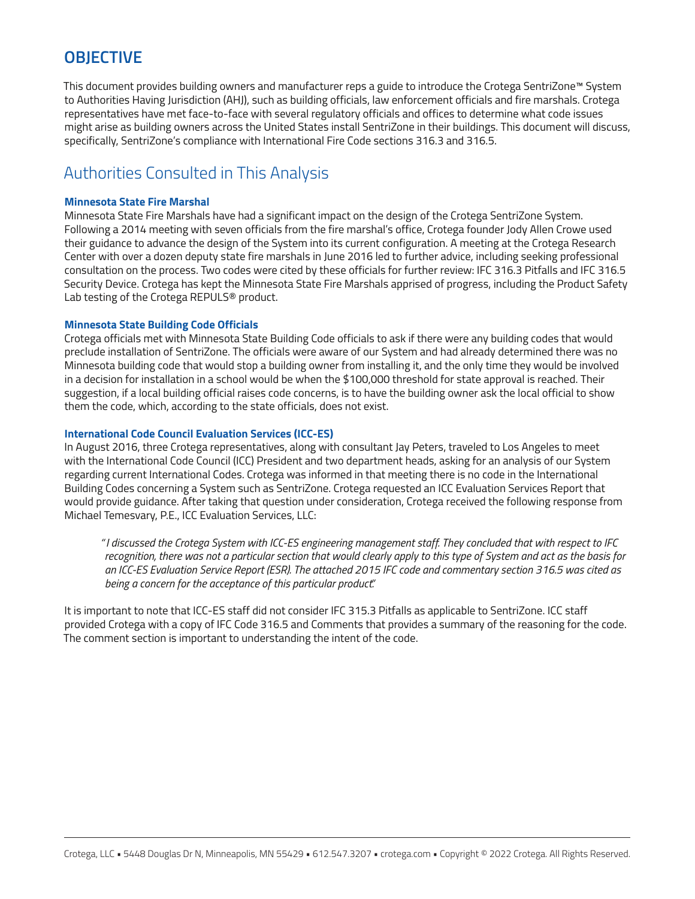## OBJECTIVE

This document provides building owners and manufacturer reps a guide to introduce the Crotega SentriZone™ System to Authorities Having Jurisdiction (AHJ), such as building officials, law enforcement officials and fire marshals. Crotega representatives have met face-to-face with several regulatory officials and offices to determine what code issues might arise as building owners across the United States install SentriZone in their buildings. This document will discuss, specifically, SentriZone's compliance with International Fire Code sections 316.3 and 316.5.

## Authorities Consulted in This Analysis

### Minnesota State Fire Marshal

Minnesota State Fire Marshals have had a significant impact on the design of the Crotega SentriZone System. Following a 2014 meeting with seven officials from the fire marshal's office, Crotega founder Jody Allen Crowe used their guidance to advance the design of the System into its current configuration. A meeting at the Crotega Research Center with over a dozen deputy state fire marshals in June 2016 led to further advice, including seeking professional consultation on the process. Two codes were cited by these officials for further review: IFC 316.3 Pitfalls and IFC 316.5 Security Device. Crotega has kept the Minnesota State Fire Marshals apprised of progress, including the Product Safety Lab testing of the Crotega REPULS® product.

### Minnesota State Building Code Officials

Crotega officials met with Minnesota State Building Code officials to ask if there were any building codes that would preclude installation of SentriZone. The officials were aware of our System and had already determined there was no Minnesota building code that would stop a building owner from installing it, and the only time they would be involved in a decision for installation in a school would be when the $100,000 threshold for state approval is reached. Their suggestion, if a local building official raises code concerns, is to have the building owner ask the local official to show them the code, which, according to the state officials, does not exist.

### International Code Council Evaluation Services (ICC-ES)

In August 2016, three Crotega representatives, along with consultant Jay Peters, traveled to Los Angeles to meet with the International Code Council (ICC) President and two department heads, asking for an analysis of our System regarding current International Codes. Crotega was informed in that meeting there is no code in the International Building Codes concerning a System such as SentriZone. Crotega requested an ICC Evaluation Services Report that would provide guidance. After taking that question under consideration, Crotega received the following response from Michael Temesvary, P.E., ICC Evaluation Services, LLC:

> "*I discussed the Crotega System with ICC-ES engineering management staff. They concluded that with respect to IFC recognition, there was not a particular section that would clearly apply to this type of System and act as the basis for an ICC-ES Evaluation Service Report (ESR). The attached 2015 IFC code and commentary section 316.5 was cited as being a concern for the acceptance of this particular product*."

It is important to note that ICC-ES staff did not consider IFC 315.3 Pitfalls as applicable to SentriZone. ICC staff provided Crotega with a copy of IFC Code 316.5 and Comments that provides a summary of the reasoning for the code. The comment section is important to understanding the intent of the code.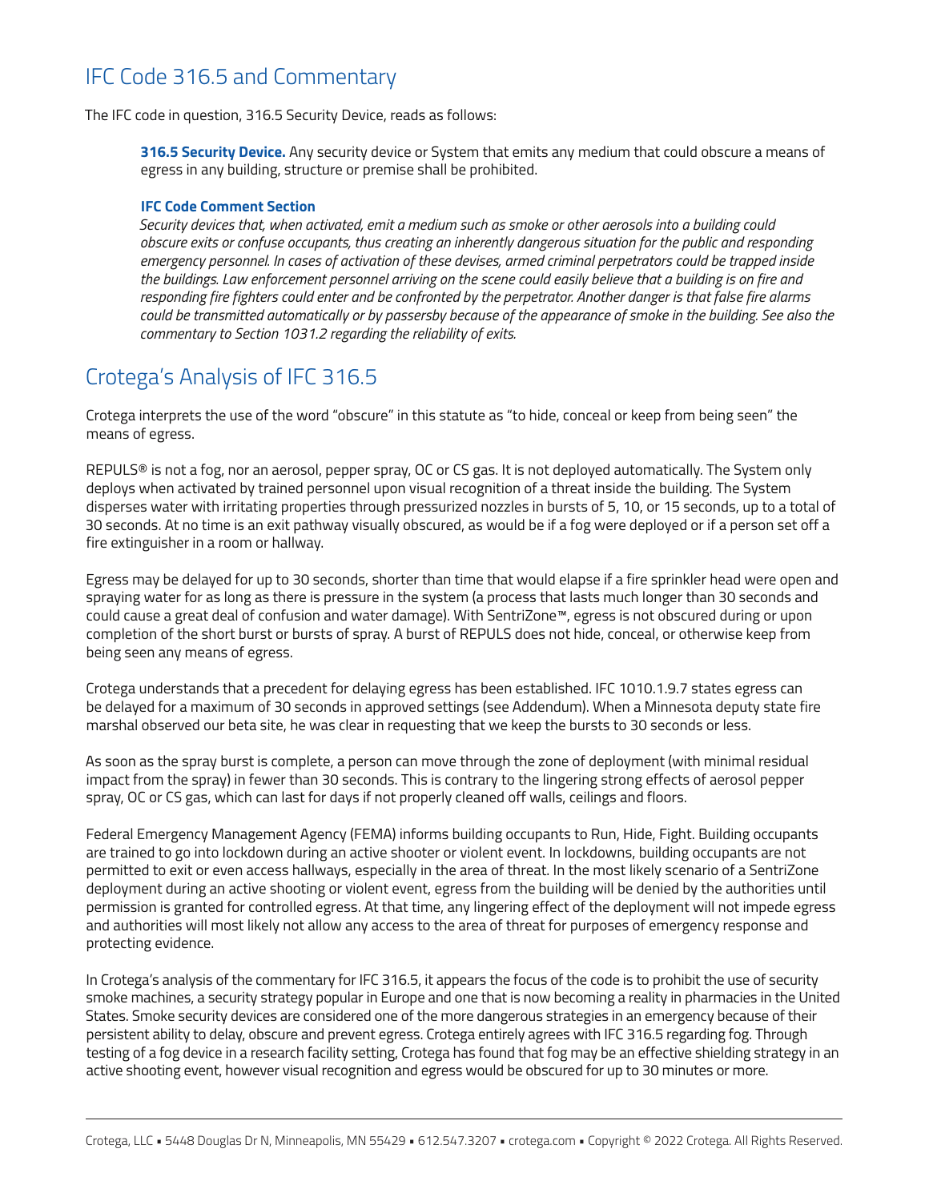## IFC Code 316.5 and Commentary

The IFC code in question, 316.5 Security Device, reads as follows:

> **316.5 Security Device.** Any security device or System that emits any medium that could obscure a means of egress in any building, structure or premise shall be prohibited.
>
> **IFC Code Comment Section**
>
> *Security devices that, when activated, emit a medium such as smoke or other aerosols into a building could obscure exits or confuse occupants, thus creating an inherently dangerous situation for the public and responding emergency personnel. In cases of activation of these devises, armed criminal perpetrators could be trapped inside the buildings. Law enforcement personnel arriving on the scene could easily believe that a building is on fire and responding fire fighters could enter and be confronted by the perpetrator. Another danger is that false fire alarms could be transmitted automatically or by passersby because of the appearance of smoke in the building. See also the commentary to Section 1031.2 regarding the reliability of exits.*

## Crotega's Analysis of IFC 316.5

Crotega interprets the use of the word "obscure" in this statute as "to hide, conceal or keep from being seen" the means of egress.

REPULS® is not a fog, nor an aerosol, pepper spray, OC or CS gas. It is not deployed automatically. The System only deploys when activated by trained personnel upon visual recognition of a threat inside the building. The System disperses water with irritating properties through pressurized nozzles in bursts of 5, 10, or 15 seconds, up to a total of 30 seconds. At no time is an exit pathway visually obscured, as would be if a fog were deployed or if a person set off a fire extinguisher in a room or hallway.

Egress may be delayed for up to 30 seconds, shorter than time that would elapse if a fire sprinkler head were open and spraying water for as long as there is pressure in the system (a process that lasts much longer than 30 seconds and could cause a great deal of confusion and water damage). With SentriZone™, egress is not obscured during or upon completion of the short burst or bursts of spray. A burst of REPULS does not hide, conceal, or otherwise keep from being seen any means of egress.

Crotega understands that a precedent for delaying egress has been established. IFC 1010.1.9.7 states egress can be delayed for a maximum of 30 seconds in approved settings (see Addendum). When a Minnesota deputy state fire marshal observed our beta site, he was clear in requesting that we keep the bursts to 30 seconds or less.

As soon as the spray burst is complete, a person can move through the zone of deployment (with minimal residual impact from the spray) in fewer than 30 seconds. This is contrary to the lingering strong effects of aerosol pepper spray, OC or CS gas, which can last for days if not properly cleaned off walls, ceilings and floors.

Federal Emergency Management Agency (FEMA) informs building occupants to Run, Hide, Fight. Building occupants are trained to go into lockdown during an active shooter or violent event. In lockdowns, building occupants are not permitted to exit or even access hallways, especially in the area of threat. In the most likely scenario of a SentriZone deployment during an active shooting or violent event, egress from the building will be denied by the authorities until permission is granted for controlled egress. At that time, any lingering effect of the deployment will not impede egress and authorities will most likely not allow any access to the area of threat for purposes of emergency response and protecting evidence.

In Crotega's analysis of the commentary for IFC 316.5, it appears the focus of the code is to prohibit the use of security smoke machines, a security strategy popular in Europe and one that is now becoming a reality in pharmacies in the United States. Smoke security devices are considered one of the more dangerous strategies in an emergency because of their persistent ability to delay, obscure and prevent egress. Crotega entirely agrees with IFC 316.5 regarding fog. Through testing of a fog device in a research facility setting, Crotega has found that fog may be an effective shielding strategy in an active shooting event, however visual recognition and egress would be obscured for up to 30 minutes or more.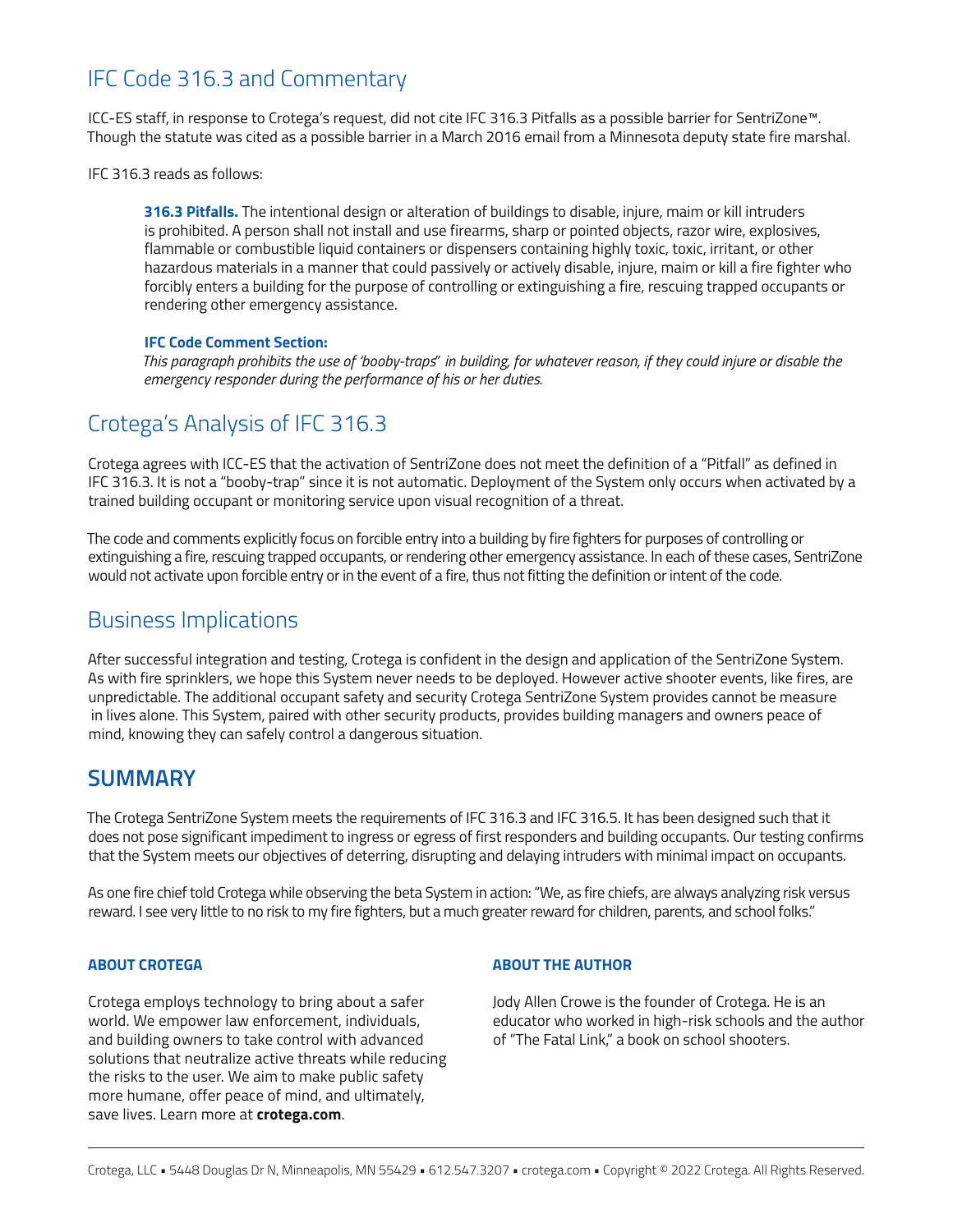## IFC Code 316.3 and Commentary

ICC-ES staff, in response to Crotega's request, did not cite IFC 316.3 Pitfalls as a possible barrier for SentriZone™. Though the statute was cited as a possible barrier in a March 2016 email from a Minnesota deputy state fire marshal.

IFC 316.3 reads as follows:

> **316.3 Pitfalls.** The intentional design or alteration of buildings to disable, injure, maim or kill intruders is prohibited. A person shall not install and use firearms, sharp or pointed objects, razor wire, explosives, flammable or combustible liquid containers or dispensers containing highly toxic, toxic, irritant, or other hazardous materials in a manner that could passively or actively disable, injure, maim or kill a fire fighter who forcibly enters a building for the purpose of controlling or extinguishing a fire, rescuing trapped occupants or rendering other emergency assistance.
>
> **IFC Code Comment Section:**
> *This paragraph prohibits the use of 'booby-traps" in building, for whatever reason, if they could injure or disable the emergency responder during the performance of his or her duties.*

## Crotega's Analysis of IFC 316.3

Crotega agrees with ICC-ES that the activation of SentriZone does not meet the definition of a "Pitfall" as defined in IFC 316.3. It is not a "booby-trap" since it is not automatic. Deployment of the System only occurs when activated by a trained building occupant or monitoring service upon visual recognition of a threat.

The code and comments explicitly focus on forcible entry into a building by fire fighters for purposes of controlling or extinguishing a fire, rescuing trapped occupants, or rendering other emergency assistance. In each of these cases, SentriZone would not activate upon forcible entry or in the event of a fire, thus not fitting the definition or intent of the code.

## Business Implications

After successful integration and testing, Crotega is confident in the design and application of the SentriZone System. As with fire sprinklers, we hope this System never needs to be deployed. However active shooter events, like fires, are unpredictable. The additional occupant safety and security Crotega SentriZone System provides cannot be measure in lives alone. This System, paired with other security products, provides building managers and owners peace of mind, knowing they can safely control a dangerous situation.

## SUMMARY

The Crotega SentriZone System meets the requirements of IFC 316.3 and IFC 316.5. It has been designed such that it does not pose significant impediment to ingress or egress of first responders and building occupants. Our testing confirms that the System meets our objectives of deterring, disrupting and delaying intruders with minimal impact on occupants.

As one fire chief told Crotega while observing the beta System in action: "We, as fire chiefs, are always analyzing risk versus reward. I see very little to no risk to my fire fighters, but a much greater reward for children, parents, and school folks."

### ABOUT CROTEGA

Crotega employs technology to bring about a safer world. We empower law enforcement, individuals, and building owners to take control with advanced solutions that neutralize active threats while reducing the risks to the user. We aim to make public safety more humane, offer peace of mind, and ultimately, save lives. Learn more at **crotega.com**.

### ABOUT THE AUTHOR

Jody Allen Crowe is the founder of Crotega. He is an educator who worked in high-risk schools and the author of "The Fatal Link," a book on school shooters.

Crotega, LLC ▪ 5448 Douglas Dr N, Minneapolis, MN 55429 ▪ 612.547.3207 ▪ crotega.com ▪ Copyright © 2022 Crotega. All Rights Reserved.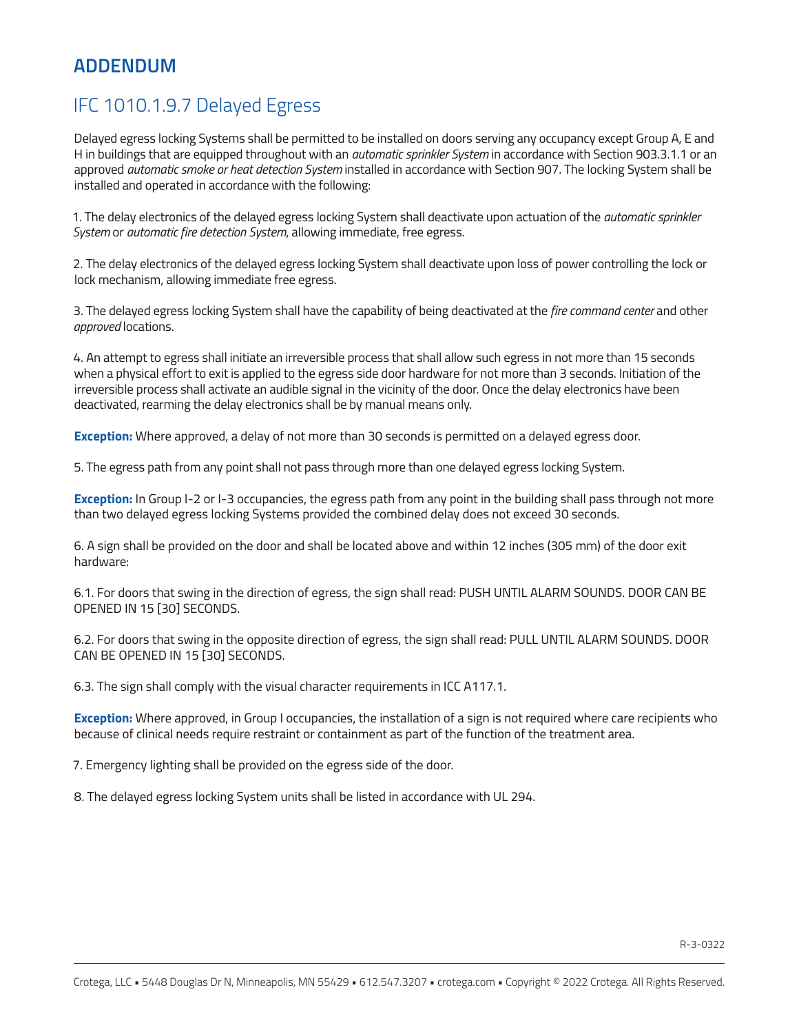# ADDENDUM

## IFC 1010.1.9.7 Delayed Egress

Delayed egress locking Systems shall be permitted to be installed on doors serving any occupancy except Group A, E and H in buildings that are equipped throughout with an *automatic sprinkler System* in accordance with Section 903.3.1.1 or an approved *automatic smoke or heat detection System* installed in accordance with Section 907. The locking System shall be installed and operated in accordance with the following:

1. The delay electronics of the delayed egress locking System shall deactivate upon actuation of the *automatic sprinkler System* or *automatic fire detection System*, allowing immediate, free egress.

2. The delay electronics of the delayed egress locking System shall deactivate upon loss of power controlling the lock or lock mechanism, allowing immediate free egress.

3. The delayed egress locking System shall have the capability of being deactivated at the *fire command center* and other *approved* locations.

4. An attempt to egress shall initiate an irreversible process that shall allow such egress in not more than 15 seconds when a physical effort to exit is applied to the egress side door hardware for not more than 3 seconds. Initiation of the irreversible process shall activate an audible signal in the vicinity of the door. Once the delay electronics have been deactivated, rearming the delay electronics shall be by manual means only.

**Exception:** Where approved, a delay of not more than 30 seconds is permitted on a delayed egress door.

5. The egress path from any point shall not pass through more than one delayed egress locking System.

**Exception:** In Group I-2 or I-3 occupancies, the egress path from any point in the building shall pass through not more than two delayed egress locking Systems provided the combined delay does not exceed 30 seconds.

6. A sign shall be provided on the door and shall be located above and within 12 inches (305 mm) of the door exit hardware:

6.1. For doors that swing in the direction of egress, the sign shall read: PUSH UNTIL ALARM SOUNDS. DOOR CAN BE OPENED IN 15 [30] SECONDS.

6.2. For doors that swing in the opposite direction of egress, the sign shall read: PULL UNTIL ALARM SOUNDS. DOOR CAN BE OPENED IN 15 [30] SECONDS.

6.3. The sign shall comply with the visual character requirements in ICC A117.1.

**Exception:** Where approved, in Group I occupancies, the installation of a sign is not required where care recipients who because of clinical needs require restraint or containment as part of the function of the treatment area.

7. Emergency lighting shall be provided on the egress side of the door.

8. The delayed egress locking System units shall be listed in accordance with UL 294.

R-3-0322

Crotega, LLC • 5448 Douglas Dr N, Minneapolis, MN 55429 • 612.547.3207 • crotega.com • Copyright © 2022 Crotega. All Rights Reserved.